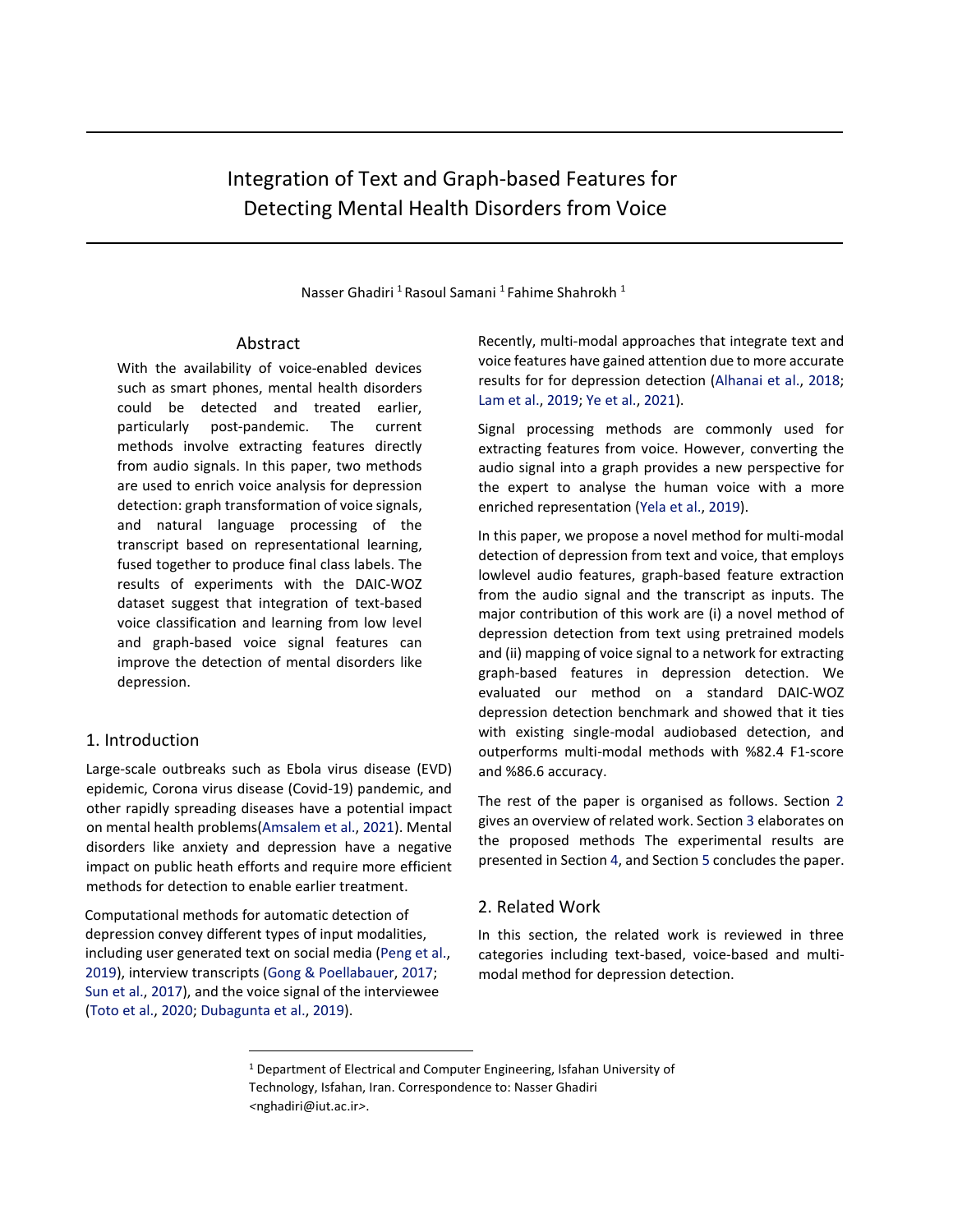# Integration of Text and Graph-based Features for Detecting Mental Health Disorders from Voice

Nasser Ghadiri [1] Rasoul Samani [1] Fahime Shahrokh [1]

## Abstract

With the availability of voice-enabled devices such as smart phones, mental health disorders could be detected and treated earlier, particularly post-pandemic. The current methods involve extracting features directly from audio signals. In this paper, two methods are used to enrich voice analysis for depression detection: graph transformation of voice signals, and natural language processing of the transcript based on representational learning, fused together to produce final class labels. The results of experiments with the DAIC-WOZ dataset suggest that integration of text-based voice classification and learning from low level and graph-based voice signal features can improve the detection of mental disorders like depression.

## 1. Introduction

Large-scale outbreaks such as Ebola virus disease (EVD) epidemic, Corona virus disease (Covid-19) pandemic, and other rapidly spreading diseases have a potential impact on mental health problems(Amsalem et al., 2021). Mental disorders like anxiety and depression have a negative impact on public heath efforts and require more efficient methods for detection to enable earlier treatment.

Computational methods for automatic detection of depression convey different types of input modalities, including user generated text on social media (Peng et al., 2019), interview transcripts (Gong & Poellabauer, 2017; Sun et al., 2017), and the voice signal of the interviewee (Toto et al., 2020; Dubagunta et al., 2019).

Recently, multi-modal approaches that integrate text and voice features have gained attention due to more accurate results for for depression detection (Alhanai et al., 2018; Lam et al., 2019; Ye et al., 2021).

Signal processing methods are commonly used for extracting features from voice. However, converting the audio signal into a graph provides a new perspective for the expert to analyse the human voice with a more enriched representation (Yela et al., 2019).

In this paper, we propose a novel method for multi-modal detection of depression from text and voice, that employs lowlevel audio features, graph-based feature extraction from the audio signal and the transcript as inputs. The major contribution of this work are (i) a novel method of depression detection from text using pretrained models and (ii) mapping of voice signal to a network for extracting graph-based features in depression detection. We evaluated our method on a standard DAIC-WOZ depression detection benchmark and showed that it ties with existing single-modal audiobased detection, and outperforms multi-modal methods with %82.4 F1-score and %86.6 accuracy.

The rest of the paper is organised as follows. Section 2 gives an overview of related work. Section 3 elaborates on the proposed methods The experimental results are presented in Section 4, and Section 5 concludes the paper.

## 2. Related Work

In this section, the related work is reviewed in three categories including text-based, voice-based and multi-modal method for depression detection.

[1] Department of Electrical and Computer Engineering, Isfahan University of Technology, Isfahan, Iran. Correspondence to: Nasser Ghadiri <nghadiri@iut.ac.ir>.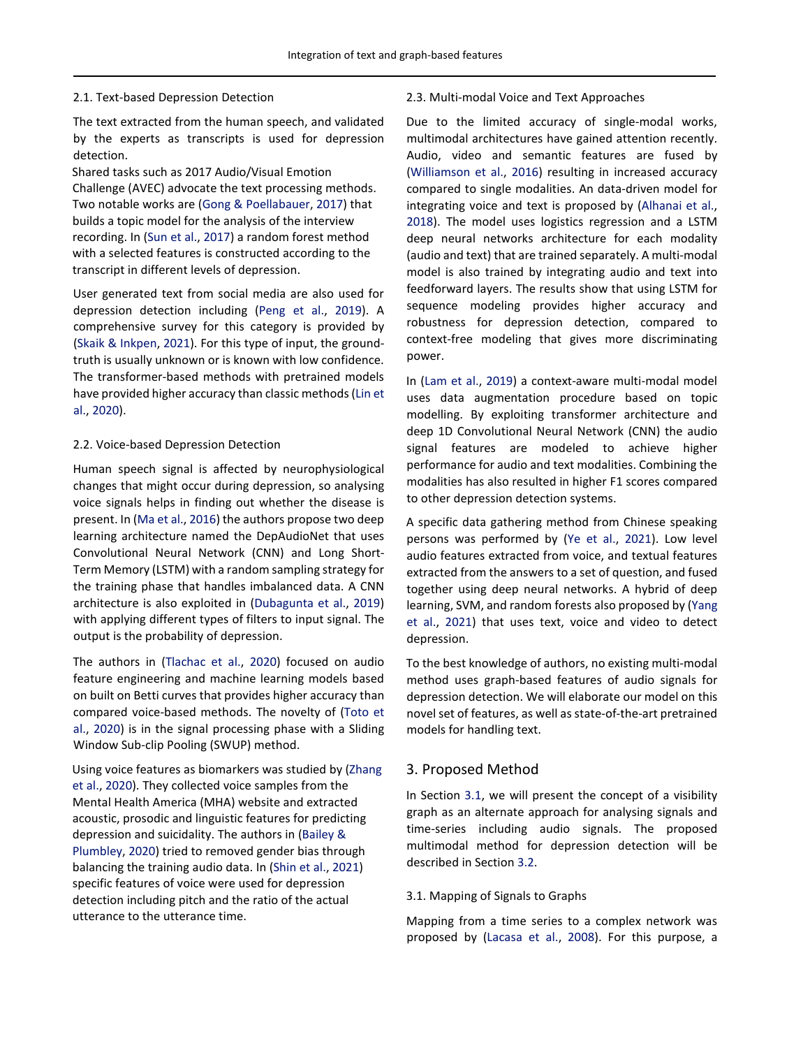### 2.1. Text-based Depression Detection

The text extracted from the human speech, and validated by the experts as transcripts is used for depression detection.

Shared tasks such as 2017 Audio/Visual Emotion Challenge (AVEC) advocate the text processing methods. Two notable works are (Gong & Poellabauer, 2017) that builds a topic model for the analysis of the interview recording. In (Sun et al., 2017) a random forest method with a selected features is constructed according to the transcript in different levels of depression.

User generated text from social media are also used for depression detection including (Peng et al., 2019). A comprehensive survey for this category is provided by (Skaik & Inkpen, 2021). For this type of input, the ground-truth is usually unknown or is known with low confidence. The transformer-based methods with pretrained models have provided higher accuracy than classic methods (Lin et al., 2020).

### 2.2. Voice-based Depression Detection

Human speech signal is affected by neurophysiological changes that might occur during depression, so analysing voice signals helps in finding out whether the disease is present. In (Ma et al., 2016) the authors propose two deep learning architecture named the DepAudioNet that uses Convolutional Neural Network (CNN) and Long Short-Term Memory (LSTM) with a random sampling strategy for the training phase that handles imbalanced data. A CNN architecture is also exploited in (Dubagunta et al., 2019) with applying different types of filters to input signal. The output is the probability of depression.

The authors in (Tlachac et al., 2020) focused on audio feature engineering and machine learning models based on built on Betti curves that provides higher accuracy than compared voice-based methods. The novelty of (Toto et al., 2020) is in the signal processing phase with a Sliding Window Sub-clip Pooling (SWUP) method.

Using voice features as biomarkers was studied by (Zhang et al., 2020). They collected voice samples from the Mental Health America (MHA) website and extracted acoustic, prosodic and linguistic features for predicting depression and suicidality. The authors in (Bailey & Plumbley, 2020) tried to removed gender bias through balancing the training audio data. In (Shin et al., 2021) specific features of voice were used for depression detection including pitch and the ratio of the actual utterance to the utterance time.

### 2.3. Multi-modal Voice and Text Approaches

Due to the limited accuracy of single-modal works, multimodal architectures have gained attention recently. Audio, video and semantic features are fused by (Williamson et al., 2016) resulting in increased accuracy compared to single modalities. An data-driven model for integrating voice and text is proposed by (Alhanai et al., 2018). The model uses logistics regression and a LSTM deep neural networks architecture for each modality (audio and text) that are trained separately. A multi-modal model is also trained by integrating audio and text into feedforward layers. The results show that using LSTM for sequence modeling provides higher accuracy and robustness for depression detection, compared to context-free modeling that gives more discriminating power.

In (Lam et al., 2019) a context-aware multi-modal model uses data augmentation procedure based on topic modelling. By exploiting transformer architecture and deep 1D Convolutional Neural Network (CNN) the audio signal features are modeled to achieve higher performance for audio and text modalities. Combining the modalities has also resulted in higher F1 scores compared to other depression detection systems.

A specific data gathering method from Chinese speaking persons was performed by (Ye et al., 2021). Low level audio features extracted from voice, and textual features extracted from the answers to a set of question, and fused together using deep neural networks. A hybrid of deep learning, SVM, and random forests also proposed by (Yang et al., 2021) that uses text, voice and video to detect depression.

To the best knowledge of authors, no existing multi-modal method uses graph-based features of audio signals for depression detection. We will elaborate our model on this novel set of features, as well as state-of-the-art pretrained models for handling text.

## 3. Proposed Method

In Section 3.1, we will present the concept of a visibility graph as an alternate approach for analysing signals and time-series including audio signals. The proposed multimodal method for depression detection will be described in Section 3.2.

### 3.1. Mapping of Signals to Graphs

Mapping from a time series to a complex network was proposed by (Lacasa et al., 2008). For this purpose, a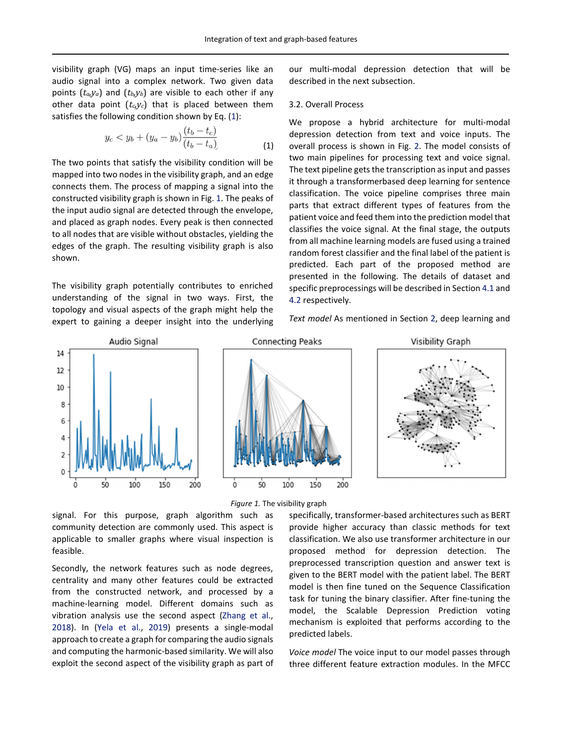visibility graph (VG) maps an input time-series like an audio signal into a complex network. Two given data points ($t_a$,$y_a$) and ($t_b$,$y_b$) are visible to each other if any other data point ($t_c$,$y_c$) that is placed between them satisfies the following condition shown by Eq. (1):

$$y_c < y_b + (y_a - y_b)\frac{(t_b - t_c)}{(t_b - t_a)} \tag{1}$$

The two points that satisfy the visibility condition will be mapped into two nodes in the visibility graph, and an edge connects them. The process of mapping a signal into the constructed visibility graph is shown in Fig. 1. The peaks of the input audio signal are detected through the envelope, and placed as graph nodes. Every peak is then connected to all nodes that are visible without obstacles, yielding the edges of the graph. The resulting visibility graph is also shown.

The visibility graph potentially contributes to enriched understanding of the signal in two ways. First, the topology and visual aspects of the graph might help the expert to gaining a deeper insight into the underlying signal. For this purpose, graph algorithm such as community detection are commonly used. This aspect is applicable to smaller graphs where visual inspection is feasible.

Secondly, the network features such as node degrees, centrality and many other features could be extracted from the constructed network, and processed by a machine-learning model. Different domains such as vibration analysis use the second aspect (Zhang et al., 2018). In (Yela et al., 2019) presents a single-modal approach to create a graph for comparing the audio signals and computing the harmonic-based similarity. We will also exploit the second aspect of the visibility graph as part of our multi-modal depression detection that will be described in the next subsection.

*Figure 1.* The visibility graph

### 3.2. Overall Process

We propose a hybrid architecture for multi-modal depression detection from text and voice inputs. The overall process is shown in Fig. 2. The model consists of two main pipelines for processing text and voice signal. The text pipeline gets the transcription as input and passes it through a transformerbased deep learning for sentence classification. The voice pipeline comprises three main parts that extract different types of features from the patient voice and feed them into the prediction model that classifies the voice signal. At the final stage, the outputs from all machine learning models are fused using a trained random forest classifier and the final label of the patient is predicted. Each part of the proposed method are presented in the following. The details of dataset and specific preprocessings will be described in Section 4.1 and 4.2 respectively.

*Text model* As mentioned in Section 2, deep learning and specifically, transformer-based architectures such as BERT provide higher accuracy than classic methods for text classification. We also use transformer architecture in our proposed method for depression detection. The preprocessed transcription question and answer text is given to the BERT model with the patient label. The BERT model is then fine tuned on the Sequence Classification task for tuning the binary classifier. After fine-tuning the model, the Scalable Depression Prediction voting mechanism is exploited that performs according to the predicted labels.

*Voice model* The voice input to our model passes through three different feature extraction modules. In the MFCC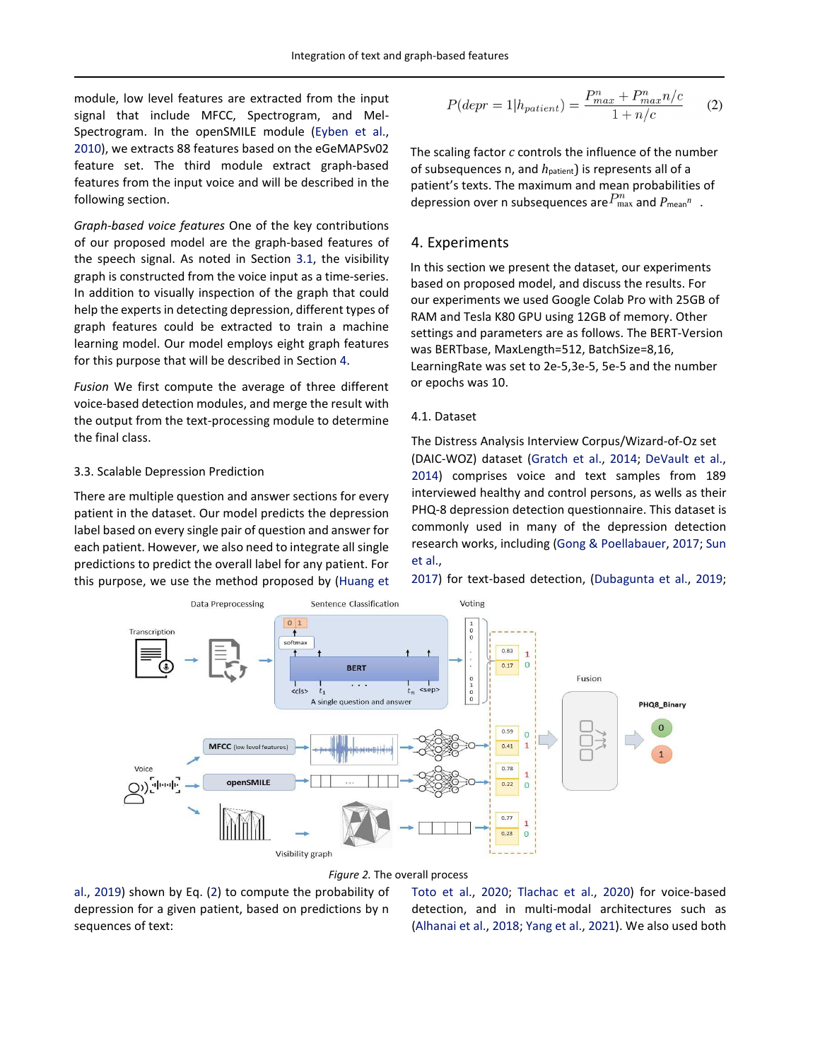module, low level features are extracted from the input signal that include MFCC, Spectrogram, and Mel-Spectrogram. In the openSMILE module (Eyben et al., 2010), we extracts 88 features based on the eGeMAPSv02 feature set. The third module extract graph-based features from the input voice and will be described in the following section.

*Graph-based voice features* One of the key contributions of our proposed model are the graph-based features of the speech signal. As noted in Section 3.1, the visibility graph is constructed from the voice input as a time-series. In addition to visually inspection of the graph that could help the experts in detecting depression, different types of graph features could be extracted to train a machine learning model. Our model employs eight graph features for this purpose that will be described in Section 4.

*Fusion* We first compute the average of three different voice-based detection modules, and merge the result with the output from the text-processing module to determine the final class.

### 3.3. Scalable Depression Prediction

There are multiple question and answer sections for every patient in the dataset. Our model predicts the depression label based on every single pair of question and answer for each patient. However, we also need to integrate all single predictions to predict the overall label for any patient. For this purpose, we use the method proposed by (Huang et al., 2019) shown by Eq. (2) to compute the probability of depression for a given patient, based on predictions by n sequences of text:

$$P(depr = 1|h_{patient}) = \frac{P^n_{max} + P^n_{max} n/c}{1 + n/c} \quad (2)$$

The scaling factor $c$ controls the influence of the number of subsequences n, and $h_{\text{patient}}$) is represents all of a patient's texts. The maximum and mean probabilities of depression over n subsequences are $P^n_{\max}$ and $P_{\text{mean}}{}^n$ .

## 4. Experiments

In this section we present the dataset, our experiments based on proposed model, and discuss the results. For our experiments we used Google Colab Pro with 25GB of RAM and Tesla K80 GPU using 12GB of memory. Other settings and parameters are as follows. The BERT-Version was BERTbase, MaxLength=512, BatchSize=8,16, LearningRate was set to 2e-5,3e-5, 5e-5 and the number or epochs was 10.

### 4.1. Dataset

The Distress Analysis Interview Corpus/Wizard-of-Oz set (DAIC-WOZ) dataset (Gratch et al., 2014; DeVault et al., 2014) comprises voice and text samples from 189 interviewed healthy and control persons, as wells as their PHQ-8 depression detection questionnaire. This dataset is commonly used in many of the depression detection research works, including (Gong & Poellabauer, 2017; Sun et al., 2017) for text-based detection, (Dubagunta et al., 2019; Toto et al., 2020; Tlachac et al., 2020) for voice-based detection, and in multi-modal architectures such as (Alhanai et al., 2018; Yang et al., 2021). We also used both

*Figure 2.* The overall process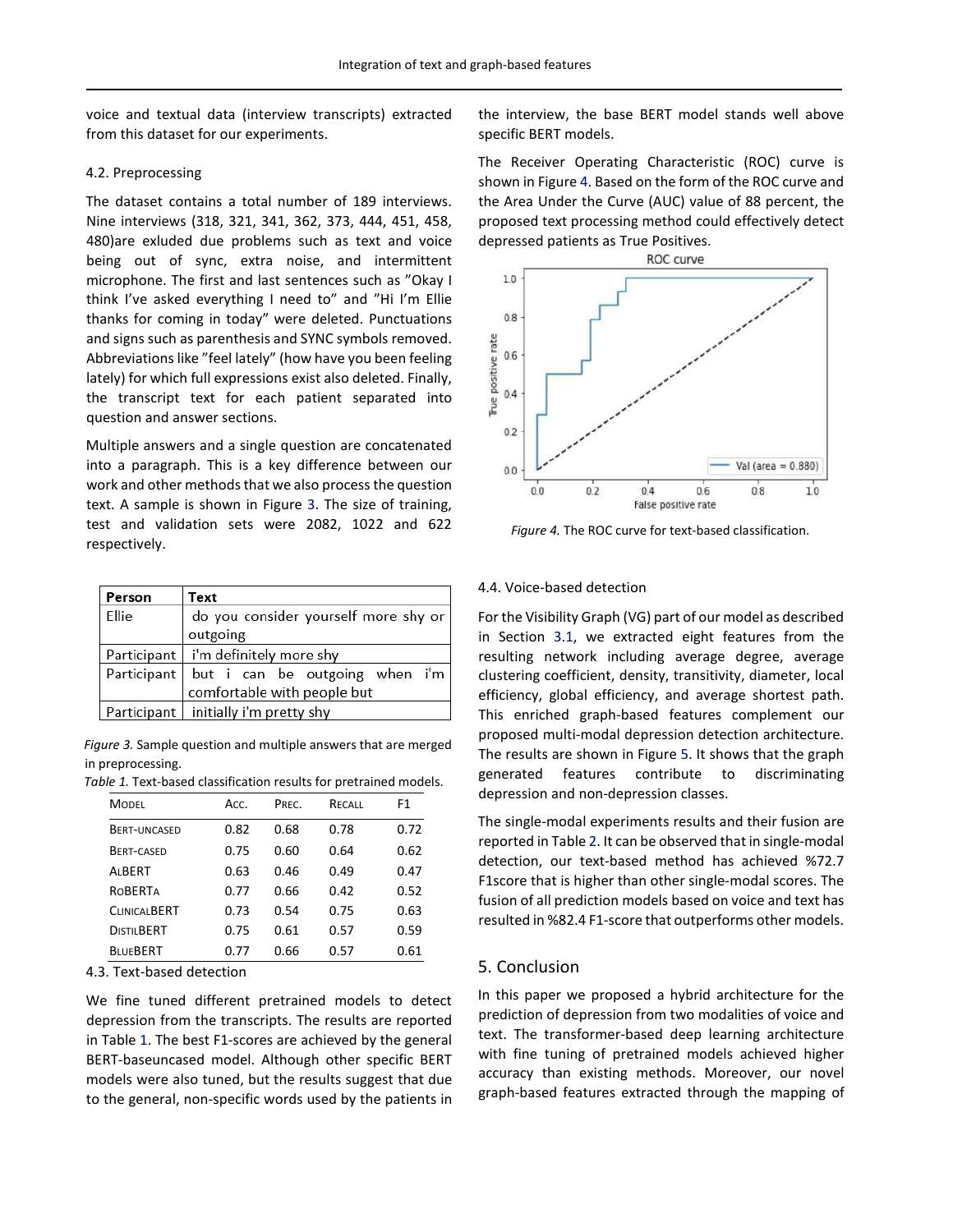voice and textual data (interview transcripts) extracted from this dataset for our experiments.

### 4.2. Preprocessing

The dataset contains a total number of 189 interviews. Nine interviews (318, 321, 341, 362, 373, 444, 451, 458, 480)are exluded due problems such as text and voice being out of sync, extra noise, and intermittent microphone. The first and last sentences such as "Okay I think I've asked everything I need to" and "Hi I'm Ellie thanks for coming in today" were deleted. Punctuations and signs such as parenthesis and SYNC symbols removed. Abbreviations like "feel lately" (how have you been feeling lately) for which full expressions exist also deleted. Finally, the transcript text for each patient separated into question and answer sections.

Multiple answers and a single question are concatenated into a paragraph. This is a key difference between our work and other methods that we also process the question text. A sample is shown in Figure 3. The size of training, test and validation sets were 2082, 1022 and 622 respectively.

| Person | Text |
|---|---|
| Ellie | do you consider yourself more shy or outgoing |
| Participant | i'm definitely more shy |
| Participant | but i can be outgoing when i'm comfortable with people but |
| Participant | initially i'm pretty shy |

*Figure 3.* Sample question and multiple answers that are merged in preprocessing.

*Table 1.* Text-based classification results for pretrained models.

| Model | Acc. | Prec. | Recall | F1 |
|---|---|---|---|---|
| BERT-uncased | 0.82 | 0.68 | 0.78 | 0.72 |
| BERT-cased | 0.75 | 0.60 | 0.64 | 0.62 |
| ALBERT | 0.63 | 0.46 | 0.49 | 0.47 |
| RoBERTa | 0.77 | 0.66 | 0.42 | 0.52 |
| ClinicalBERT | 0.73 | 0.54 | 0.75 | 0.63 |
| DistilBERT | 0.75 | 0.61 | 0.57 | 0.59 |
| BlueBERT | 0.77 | 0.66 | 0.57 | 0.61 |

### 4.3. Text-based detection

We fine tuned different pretrained models to detect depression from the transcripts. The results are reported in Table 1. The best F1-scores are achieved by the general BERT-baseuncased model. Although other specific BERT models were also tuned, but the results suggest that due to the general, non-specific words used by the patients in the interview, the base BERT model stands well above specific BERT models.

The Receiver Operating Characteristic (ROC) curve is shown in Figure 4. Based on the form of the ROC curve and the Area Under the Curve (AUC) value of 88 percent, the proposed text processing method could effectively detect depressed patients as True Positives.

*Figure 4.* The ROC curve for text-based classification.

### 4.4. Voice-based detection

For the Visibility Graph (VG) part of our model as described in Section 3.1, we extracted eight features from the resulting network including average degree, average clustering coefficient, density, transitivity, diameter, local efficiency, global efficiency, and average shortest path. This enriched graph-based features complement our proposed multi-modal depression detection architecture. The results are shown in Figure 5. It shows that the graph generated features contribute to discriminating depression and non-depression classes.

The single-modal experiments results and their fusion are reported in Table 2. It can be observed that in single-modal detection, our text-based method has achieved %72.7 F1score that is higher than other single-modal scores. The fusion of all prediction models based on voice and text has resulted in %82.4 F1-score that outperforms other models.

## 5. Conclusion

In this paper we proposed a hybrid architecture for the prediction of depression from two modalities of voice and text. The transformer-based deep learning architecture with fine tuning of pretrained models achieved higher accuracy than existing methods. Moreover, our novel graph-based features extracted through the mapping of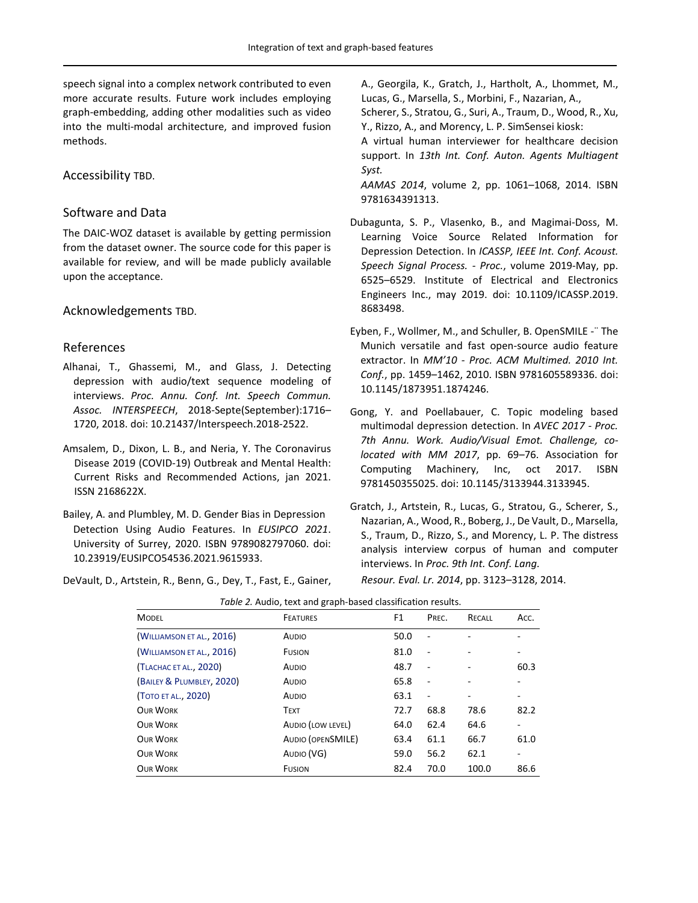speech signal into a complex network contributed to even more accurate results. Future work includes employing graph-embedding, adding other modalities such as video into the multi-modal architecture, and improved fusion methods.

## Accessibility TBD.

## Software and Data

The DAIC-WOZ dataset is available by getting permission from the dataset owner. The source code for this paper is available for review, and will be made publicly available upon the acceptance.

## Acknowledgements TBD.

## References

Alhanai, T., Ghassemi, M., and Glass, J. Detecting depression with audio/text sequence modeling of interviews. *Proc. Annu. Conf. Int. Speech Commun. Assoc. INTERSPEECH*, 2018-Septe(September):1716–1720, 2018. doi: 10.21437/Interspeech.2018-2522.

Amsalem, D., Dixon, L. B., and Neria, Y. The Coronavirus Disease 2019 (COVID-19) Outbreak and Mental Health: Current Risks and Recommended Actions, jan 2021. ISSN 2168622X.

Bailey, A. and Plumbley, M. D. Gender Bias in Depression Detection Using Audio Features. In *EUSIPCO 2021*. University of Surrey, 2020. ISBN 9789082797060. doi: 10.23919/EUSIPCO54536.2021.9615933.

DeVault, D., Artstein, R., Benn, G., Dey, T., Fast, E., Gainer, A., Georgila, K., Gratch, J., Hartholt, A., Lhommet, M., Lucas, G., Marsella, S., Morbini, F., Nazarian, A., Scherer, S., Stratou, G., Suri, A., Traum, D., Wood, R., Xu, Y., Rizzo, A., and Morency, L. P. SimSensei kiosk: A virtual human interviewer for healthcare decision support. In *13th Int. Conf. Auton. Agents Multiagent Syst. AAMAS 2014*, volume 2, pp. 1061–1068, 2014. ISBN 9781634391313.

Dubagunta, S. P., Vlasenko, B., and Magimai-Doss, M. Learning Voice Source Related Information for Depression Detection. In *ICASSP, IEEE Int. Conf. Acoust. Speech Signal Process. - Proc.*, volume 2019-May, pp. 6525–6529. Institute of Electrical and Electronics Engineers Inc., may 2019. doi: 10.1109/ICASSP.2019.8683498.

Eyben, F., Wollmer, M., and Schuller, B. OpenSMILE -¨ The Munich versatile and fast open-source audio feature extractor. In *MM'10 - Proc. ACM Multimed. 2010 Int. Conf.*, pp. 1459–1462, 2010. ISBN 9781605589336. doi: 10.1145/1873951.1874246.

Gong, Y. and Poellabauer, C. Topic modeling based multimodal depression detection. In *AVEC 2017 - Proc. 7th Annu. Work. Audio/Visual Emot. Challenge, co-located with MM 2017*, pp. 69–76. Association for Computing Machinery, Inc, oct 2017. ISBN 9781450355025. doi: 10.1145/3133944.3133945.

Gratch, J., Artstein, R., Lucas, G., Stratou, G., Scherer, S., Nazarian, A., Wood, R., Boberg, J., De Vault, D., Marsella, S., Traum, D., Rizzo, S., and Morency, L. P. The distress analysis interview corpus of human and computer interviews. In *Proc. 9th Int. Conf. Lang. Resour. Eval. Lr. 2014*, pp. 3123–3128, 2014.

*Table 2.* Audio, text and graph-based classification results.

| Model | Features | F1 | Prec. | Recall | Acc. |
|---|---|---|---|---|---|
| (Williamson et al., 2016) | Audio | 50.0 | - | - | - |
| (Williamson et al., 2016) | Fusion | 81.0 | - | - | - |
| (Tlachac et al., 2020) | Audio | 48.7 | - | - | 60.3 |
| (Bailey & Plumbley, 2020) | Audio | 65.8 | - | - | - |
| (Toto et al., 2020) | Audio | 63.1 | - | - | - |
| Our Work | Text | 72.7 | 68.8 | 78.6 | 82.2 |
| Our Work | Audio (low level) | 64.0 | 62.4 | 64.6 | - |
| Our Work | Audio (openSMILE) | 63.4 | 61.1 | 66.7 | 61.0 |
| Our Work | Audio (VG) | 59.0 | 56.2 | 62.1 | - |
| Our Work | Fusion | 82.4 | 70.0 | 100.0 | 86.6 |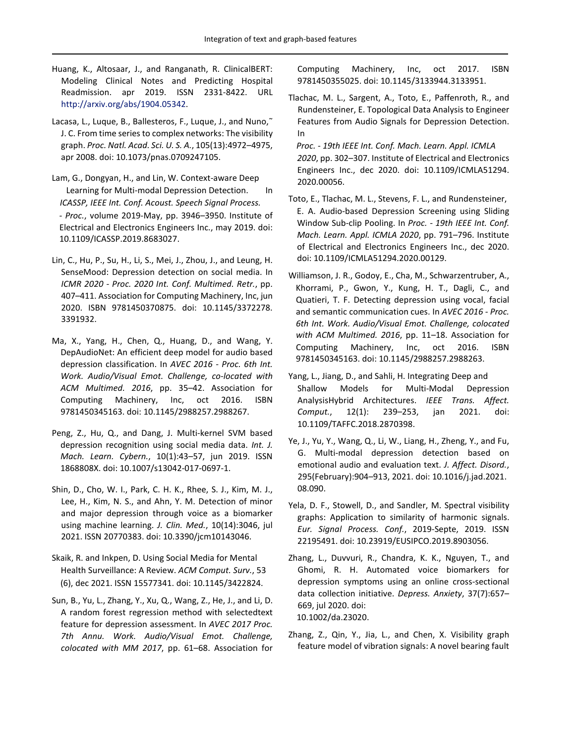Huang, K., Altosaar, J., and Ranganath, R. ClinicalBERT: Modeling Clinical Notes and Predicting Hospital Readmission. apr 2019. ISSN 2331-8422. URL http://arxiv.org/abs/1904.05342.

Lacasa, L., Luque, B., Ballesteros, F., Luque, J., and Nuno,˜ J. C. From time series to complex networks: The visibility graph. *Proc. Natl. Acad. Sci. U. S. A.*, 105(13):4972–4975, apr 2008. doi: 10.1073/pnas.0709247105.

Lam, G., Dongyan, H., and Lin, W. Context-aware Deep Learning for Multi-modal Depression Detection. In *ICASSP, IEEE Int. Conf. Acoust. Speech Signal Process. - Proc.*, volume 2019-May, pp. 3946–3950. Institute of Electrical and Electronics Engineers Inc., may 2019. doi: 10.1109/ICASSP.2019.8683027.

Lin, C., Hu, P., Su, H., Li, S., Mei, J., Zhou, J., and Leung, H. SenseMood: Depression detection on social media. In *ICMR 2020 - Proc. 2020 Int. Conf. Multimed. Retr.*, pp. 407–411. Association for Computing Machinery, Inc, jun 2020. ISBN 9781450370875. doi: 10.1145/3372278.3391932.

Ma, X., Yang, H., Chen, Q., Huang, D., and Wang, Y. DepAudioNet: An efficient deep model for audio based depression classification. In *AVEC 2016 - Proc. 6th Int. Work. Audio/Visual Emot. Challenge, co-located with ACM Multimed. 2016*, pp. 35–42. Association for Computing Machinery, Inc, oct 2016. ISBN 9781450345163. doi: 10.1145/2988257.2988267.

Peng, Z., Hu, Q., and Dang, J. Multi-kernel SVM based depression recognition using social media data. *Int. J. Mach. Learn. Cybern.*, 10(1):43–57, jun 2019. ISSN 1868808X. doi: 10.1007/s13042-017-0697-1.

Shin, D., Cho, W. I., Park, C. H. K., Rhee, S. J., Kim, M. J., Lee, H., Kim, N. S., and Ahn, Y. M. Detection of minor and major depression through voice as a biomarker using machine learning. *J. Clin. Med.*, 10(14):3046, jul 2021. ISSN 20770383. doi: 10.3390/jcm10143046.

Skaik, R. and Inkpen, D. Using Social Media for Mental Health Surveillance: A Review. *ACM Comput. Surv.*, 53 (6), dec 2021. ISSN 15577341. doi: 10.1145/3422824.

Sun, B., Yu, L., Zhang, Y., Xu, Q., Wang, Z., He, J., and Li, D. A random forest regression method with selectedtext feature for depression assessment. In *AVEC 2017 Proc. 7th Annu. Work. Audio/Visual Emot. Challenge, colocated with MM 2017*, pp. 61–68. Association for Computing Machinery, Inc, oct 2017. ISBN 9781450355025. doi: 10.1145/3133944.3133951.

Tlachac, M. L., Sargent, A., Toto, E., Paffenroth, R., and Rundensteiner, E. Topological Data Analysis to Engineer Features from Audio Signals for Depression Detection. In *Proc. - 19th IEEE Int. Conf. Mach. Learn. Appl. ICMLA 2020*, pp. 302–307. Institute of Electrical and Electronics Engineers Inc., dec 2020. doi: 10.1109/ICMLA51294.2020.00056.

Toto, E., Tlachac, M. L., Stevens, F. L., and Rundensteiner, E. A. Audio-based Depression Screening using Sliding Window Sub-clip Pooling. In *Proc. - 19th IEEE Int. Conf. Mach. Learn. Appl. ICMLA 2020*, pp. 791–796. Institute of Electrical and Electronics Engineers Inc., dec 2020. doi: 10.1109/ICMLA51294.2020.00129.

Williamson, J. R., Godoy, E., Cha, M., Schwarzentruber, A., Khorrami, P., Gwon, Y., Kung, H. T., Dagli, C., and Quatieri, T. F. Detecting depression using vocal, facial and semantic communication cues. In *AVEC 2016 - Proc. 6th Int. Work. Audio/Visual Emot. Challenge, colocated with ACM Multimed. 2016*, pp. 11–18. Association for Computing Machinery, Inc, oct 2016. ISBN 9781450345163. doi: 10.1145/2988257.2988263.

Yang, L., Jiang, D., and Sahli, H. Integrating Deep and Shallow Models for Multi-Modal Depression AnalysisHybrid Architectures. *IEEE Trans. Affect. Comput.*, 12(1): 239–253, jan 2021. doi: 10.1109/TAFFC.2018.2870398.

Ye, J., Yu, Y., Wang, Q., Li, W., Liang, H., Zheng, Y., and Fu, G. Multi-modal depression detection based on emotional audio and evaluation text. *J. Affect. Disord.*, 295(February):904–913, 2021. doi: 10.1016/j.jad.2021.08.090.

Yela, D. F., Stowell, D., and Sandler, M. Spectral visibility graphs: Application to similarity of harmonic signals. *Eur. Signal Process. Conf.*, 2019-Septe, 2019. ISSN 22195491. doi: 10.23919/EUSIPCO.2019.8903056.

Zhang, L., Duvvuri, R., Chandra, K. K., Nguyen, T., and Ghomi, R. H. Automated voice biomarkers for depression symptoms using an online cross-sectional data collection initiative. *Depress. Anxiety*, 37(7):657–669, jul 2020. doi: 10.1002/da.23020.

Zhang, Z., Qin, Y., Jia, L., and Chen, X. Visibility graph feature model of vibration signals: A novel bearing fault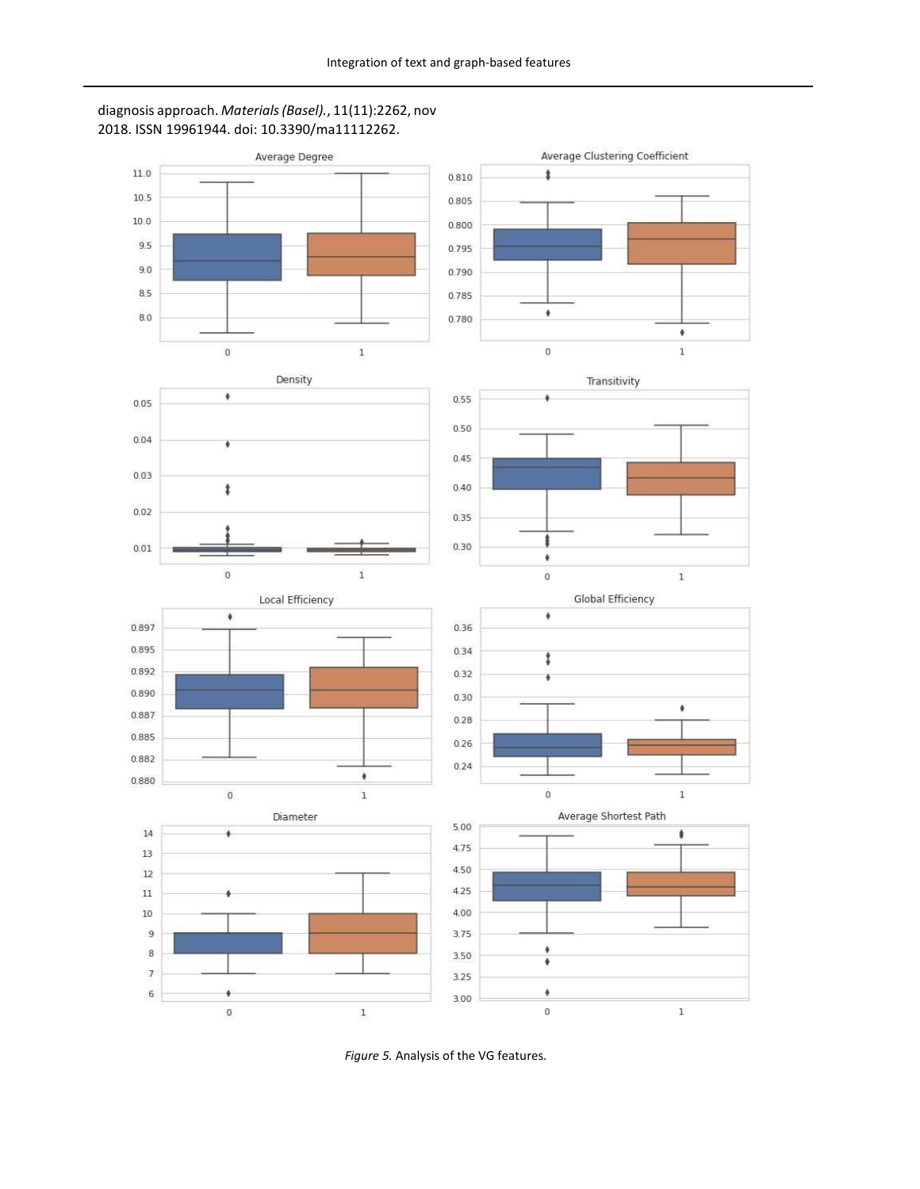diagnosis approach. *Materials (Basel).*, 11(11):2262, nov 2018. ISSN 19961944. doi: 10.3390/ma11112262.

Average Degree

11.0
10.5
10.0
9.5
9.0
8.5
8.0

0
1

Average Clustering Coefficient

0.810
0.805
0.800
0.795
0.790
0.785
0.780

0
1

Density

0.05
0.04
0.03
0.02
0.01

0
1

Transitivity

0.55
0.50
0.45
0.40
0.35
0.30

0
1

Local Efficiency

0.897
0.895
0.892
0.890
0.887
0.885
0.882
0.880

0
1

Global Efficiency

0.36
0.34
0.32
0.30
0.28
0.26
0.24

0
1

Diameter

14
13
12
11
10
9
8
7
6

0
1

Average Shortest Path

5.00
4.75
4.50
4.25
4.00
3.75
3.50
3.25
3.00

0
1

*Figure 5.* Analysis of the VG features.